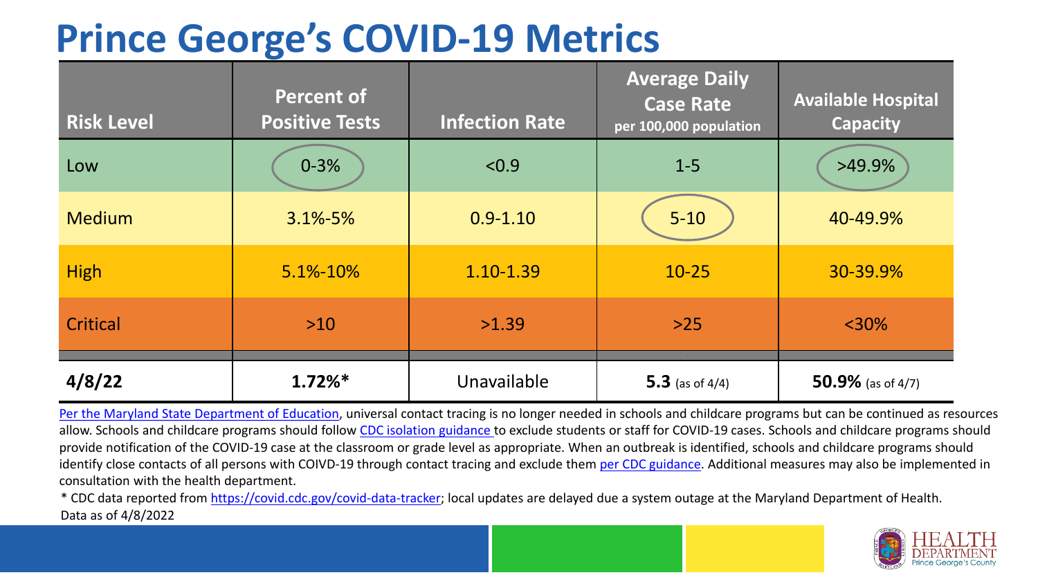# Prince George's COVID-19 Metrics

| Risk Level | Percent of Positive Tests | Infection Rate | Average Daily Case Rate per 100,000 population | Available Hospital Capacity |
|---|---|---|---|---|
| Low | 0-3% | <0.9 | 1-5 | >49.9% |
| Medium | 3.1%-5% | 0.9-1.10 | 5-10 | 40-49.9% |
| High | 5.1%-10% | 1.10-1.39 | 10-25 | 30-39.9% |
| Critical | >10 | >1.39 | >25 | <30% |
| **4/8/22** | **1.72%*** | Unavailable | **5.3** (as of 4/4) | **50.9%** (as of 4/7) |

Per the Maryland State Department of Education, universal contact tracing is no longer needed in schools and childcare programs but can be continued as resources allow. Schools and childcare programs should follow CDC isolation guidance to exclude students or staff for COVID-19 cases. Schools and childcare programs should provide notification of the COVID-19 case at the classroom or grade level as appropriate. When an outbreak is identified, schools and childcare programs should identify close contacts of all persons with COIVD-19 through contact tracing and exclude them per CDC guidance. Additional measures may also be implemented in consultation with the health department.

* CDC data reported from https://covid.cdc.gov/covid-data-tracker; local updates are delayed due a system outage at the Maryland Department of Health.

Data as of 4/8/2022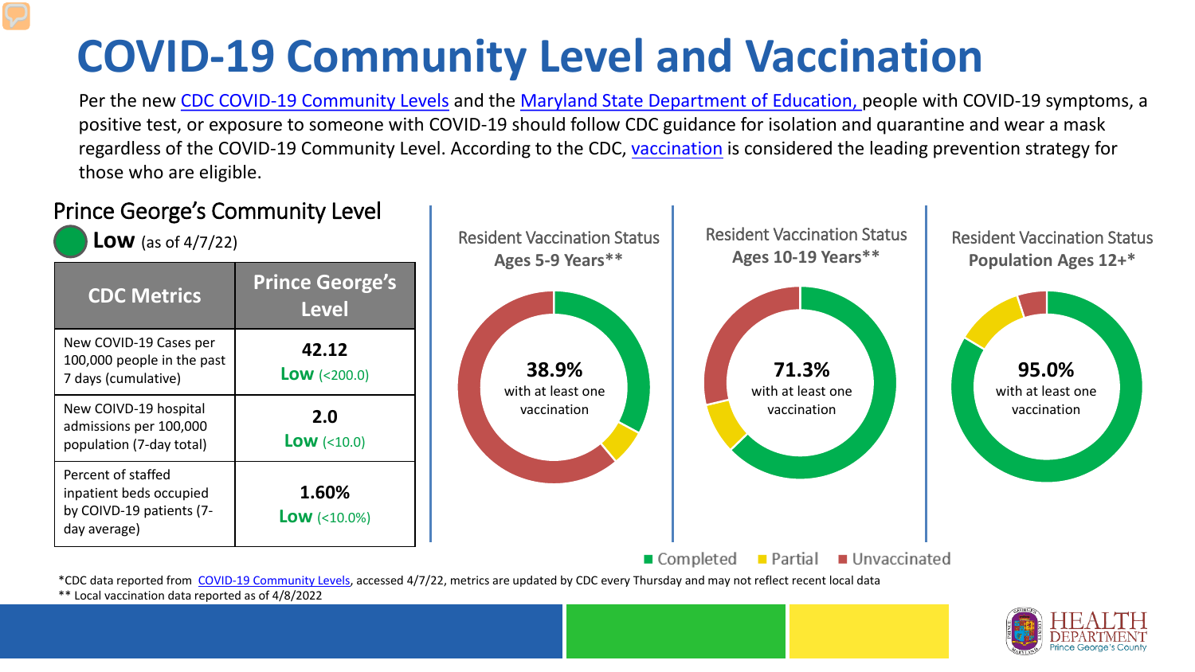# COVID-19 Community Level and Vaccination

Per the new CDC COVID-19 Community Levels and the Maryland State Department of Education, people with COVID-19 symptoms, a positive test, or exposure to someone with COVID-19 should follow CDC guidance for isolation and quarantine and wear a mask regardless of the COVID-19 Community Level. According to the CDC, vaccination is considered the leading prevention strategy for those who are eligible.

## Prince George's Community Level

**Low** (as of 4/7/22)

| CDC Metrics | Prince George's Level |
|---|---|
| New COVID-19 Cases per 100,000 people in the past 7 days (cumulative) | **42.12** **Low** (<200.0) |
| New COIVD-19 hospital admissions per 100,000 population (7-day total) | **2.0** **Low** (<10.0) |
| Percent of staffed inpatient beds occupied by COIVD-19 patients (7-day average) | **1.60%** **Low** (<10.0%) |

Resident Vaccination Status **Ages 5-9 Years****

**38.9%** with at least one vaccination

Resident Vaccination Status **Ages 10-19 Years****

**71.3%** with at least one vaccination

Resident Vaccination Status **Population Ages 12+***

**95.0%** with at least one vaccination

Completed | Partial | Unvaccinated

*CDC data reported from COVID-19 Community Levels, accessed 4/7/22, metrics are updated by CDC every Thursday and may not reflect recent local data

** Local vaccination data reported as of 4/8/2022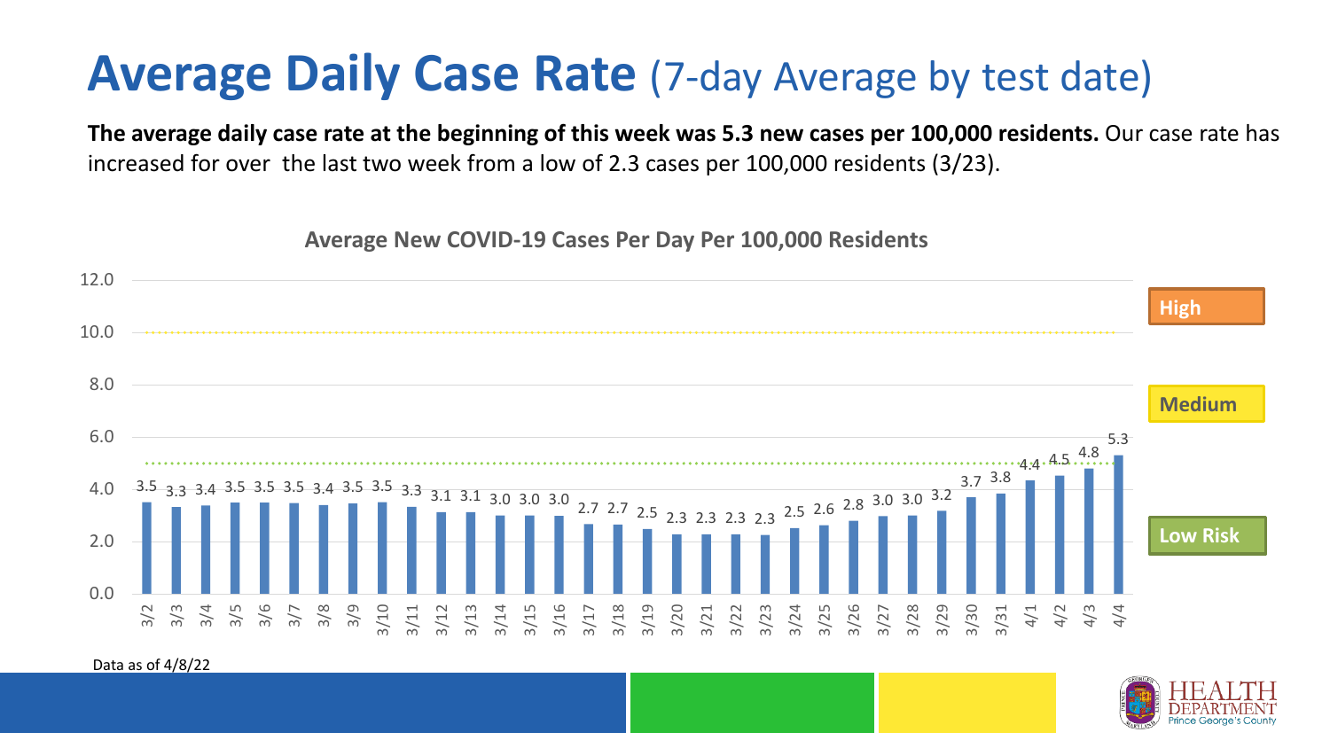# Average Daily Case Rate (7-day Average by test date)

**The average daily case rate at the beginning of this week was 5.3 new cases per 100,000 residents.** Our case rate has increased for over the last two week from a low of 2.3 cases per 100,000 residents (3/23).

**Average New COVID-19 Cases Per Day Per 100,000 Residents**

| Date | Cases per 100,000 |
|---|---|
| 3/2 | 3.5 |
| 3/3 | 3.3 |
| 3/4 | 3.4 |
| 3/5 | 3.5 |
| 3/6 | 3.5 |
| 3/7 | 3.5 |
| 3/8 | 3.4 |
| 3/9 | 3.5 |
| 3/10 | 3.5 |
| 3/11 | 3.3 |
| 3/12 | 3.1 |
| 3/13 | 3.1 |
| 3/14 | 3.0 |
| 3/15 | 3.0 |
| 3/16 | 3.0 |
| 3/17 | 2.7 |
| 3/18 | 2.7 |
| 3/19 | 2.5 |
| 3/20 | 2.3 |
| 3/21 | 2.3 |
| 3/22 | 2.3 |
| 3/23 | 2.3 |
| 3/24 | 2.5 |
| 3/25 | 2.6 |
| 3/26 | 2.8 |
| 3/27 | 3.0 |
| 3/28 | 3.0 |
| 3/29 | 3.2 |
| 3/30 | 3.7 |
| 3/31 | 3.8 |
| 4/1 | 4.4 |
| 4/2 | 4.5 |
| 4/3 | 4.8 |
| 4/4 | 5.3 |

High (above 10.0) | Medium (5.0–10.0) | Low Risk (below 5.0)

Data as of 4/8/22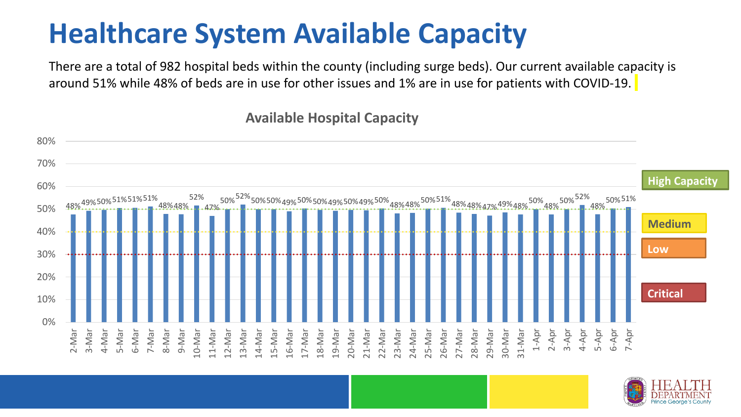# Healthcare System Available Capacity

There are a total of 982 hospital beds within the county (including surge beds). Our current available capacity is around 51% while 48% of beds are in use for other issues and 1% are in use for patients with COVID-19.

**Available Hospital Capacity**

80%
70%
60%
50%
40%
30%
20%
10%
0%

48% 49% 50% 51% 51% 51% 48% 48% 52% 47% 50% 52% 50% 50% 49% 50% 50% 49% 50% 49% 50% 48% 48% 50% 51% 48% 48% 47% 49% 48% 50% 48% 50% 52% 48% 50% 51%

2-Mar 3-Mar 4-Mar 5-Mar 6-Mar 7-Mar 8-Mar 9-Mar 10-Mar 11-Mar 12-Mar 13-Mar 14-Mar 15-Mar 16-Mar 17-Mar 18-Mar 19-Mar 20-Mar 21-Mar 22-Mar 23-Mar 24-Mar 25-Mar 26-Mar 27-Mar 28-Mar 29-Mar 30-Mar 31-Mar 1-Apr 2-Apr 3-Apr 4-Apr 5-Apr 6-Apr 7-Apr

High Capacity

Medium

Low

Critical

HEALTH DEPARTMENT
Prince George's County